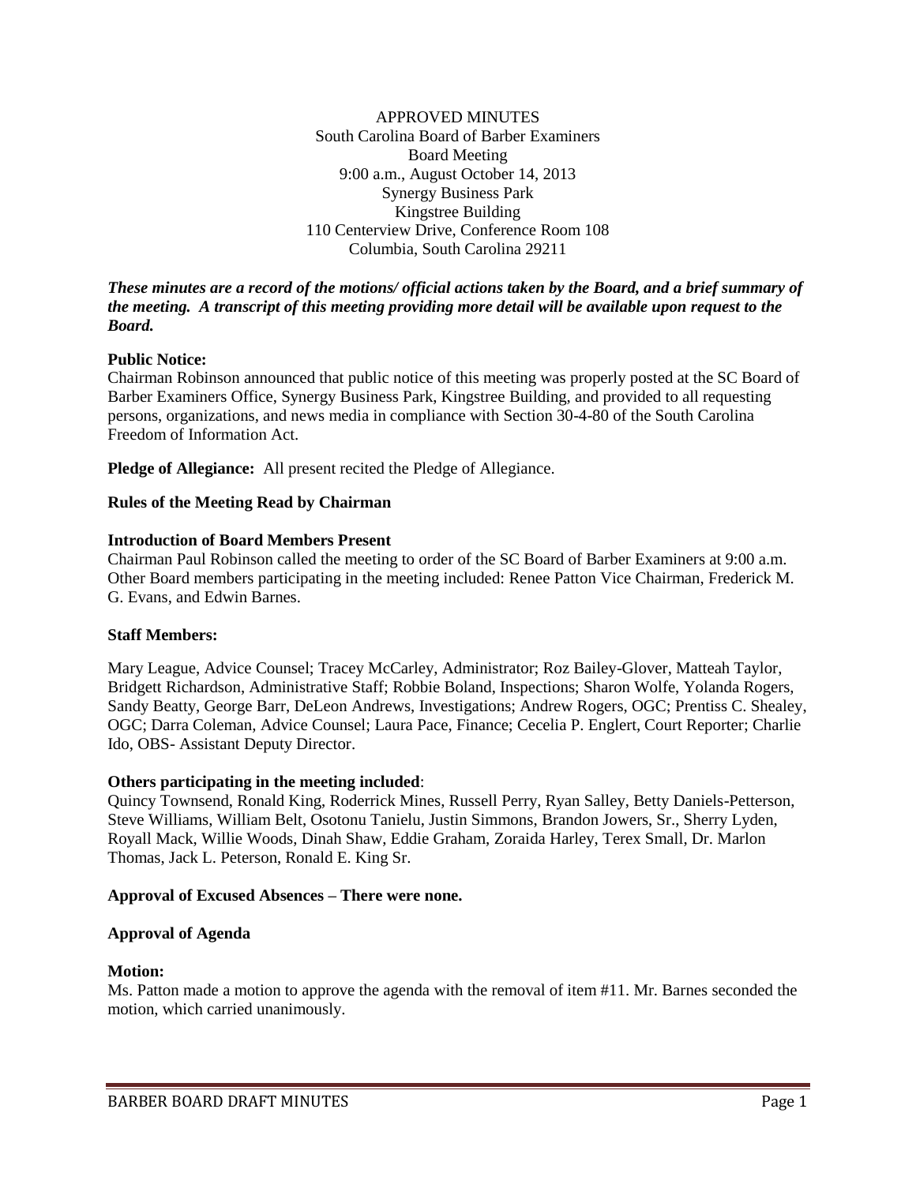APPROVED MINUTES
South Carolina Board of Barber Examiners
Board Meeting
9:00 a.m., August October 14, 2013
Synergy Business Park
Kingstree Building
110 Centerview Drive, Conference Room 108
Columbia, South Carolina 29211

***These minutes are a record of the motions/ official actions taken by the Board, and a brief summary of the meeting. A transcript of this meeting providing more detail will be available upon request to the Board.***

**Public Notice:**
Chairman Robinson announced that public notice of this meeting was properly posted at the SC Board of Barber Examiners Office, Synergy Business Park, Kingstree Building, and provided to all requesting persons, organizations, and news media in compliance with Section 30-4-80 of the South Carolina Freedom of Information Act.

**Pledge of Allegiance:** All present recited the Pledge of Allegiance.

**Rules of the Meeting Read by Chairman**

**Introduction of Board Members Present**
Chairman Paul Robinson called the meeting to order of the SC Board of Barber Examiners at 9:00 a.m. Other Board members participating in the meeting included: Renee Patton Vice Chairman, Frederick M. G. Evans, and Edwin Barnes.

**Staff Members:**

Mary League, Advice Counsel; Tracey McCarley, Administrator; Roz Bailey-Glover, Matteah Taylor, Bridgett Richardson, Administrative Staff; Robbie Boland, Inspections; Sharon Wolfe, Yolanda Rogers, Sandy Beatty, George Barr, DeLeon Andrews, Investigations; Andrew Rogers, OGC; Prentiss C. Shealey, OGC; Darra Coleman, Advice Counsel; Laura Pace, Finance; Cecelia P. Englert, Court Reporter; Charlie Ido, OBS- Assistant Deputy Director.

**Others participating in the meeting included**:
Quincy Townsend, Ronald King, Roderrick Mines, Russell Perry, Ryan Salley, Betty Daniels-Petterson, Steve Williams, William Belt, Osotonu Tanielu, Justin Simmons, Brandon Jowers, Sr., Sherry Lyden, Royall Mack, Willie Woods, Dinah Shaw, Eddie Graham, Zoraida Harley, Terex Small, Dr. Marlon Thomas, Jack L. Peterson, Ronald E. King Sr.

**Approval of Excused Absences – There were none.**

**Approval of Agenda**

**Motion:**
Ms. Patton made a motion to approve the agenda with the removal of item #11. Mr. Barnes seconded the motion, which carried unanimously.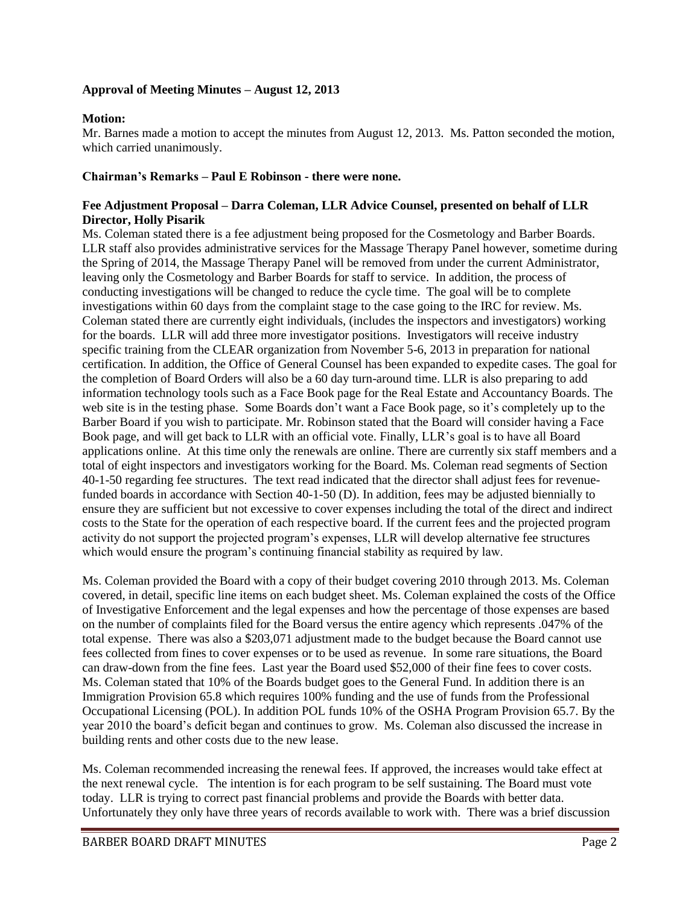**Approval of Meeting Minutes – August 12, 2013**

**Motion:**
Mr. Barnes made a motion to accept the minutes from August 12, 2013. Ms. Patton seconded the motion, which carried unanimously.

**Chairman's Remarks – Paul E Robinson - there were none.**

**Fee Adjustment Proposal – Darra Coleman, LLR Advice Counsel, presented on behalf of LLR Director, Holly Pisarik**

Ms. Coleman stated there is a fee adjustment being proposed for the Cosmetology and Barber Boards. LLR staff also provides administrative services for the Massage Therapy Panel however, sometime during the Spring of 2014, the Massage Therapy Panel will be removed from under the current Administrator, leaving only the Cosmetology and Barber Boards for staff to service. In addition, the process of conducting investigations will be changed to reduce the cycle time. The goal will be to complete investigations within 60 days from the complaint stage to the case going to the IRC for review. Ms. Coleman stated there are currently eight individuals, (includes the inspectors and investigators) working for the boards. LLR will add three more investigator positions. Investigators will receive industry specific training from the CLEAR organization from November 5-6, 2013 in preparation for national certification. In addition, the Office of General Counsel has been expanded to expedite cases. The goal for the completion of Board Orders will also be a 60 day turn-around time. LLR is also preparing to add information technology tools such as a Face Book page for the Real Estate and Accountancy Boards. The web site is in the testing phase. Some Boards don't want a Face Book page, so it's completely up to the Barber Board if you wish to participate. Mr. Robinson stated that the Board will consider having a Face Book page, and will get back to LLR with an official vote. Finally, LLR's goal is to have all Board applications online. At this time only the renewals are online. There are currently six staff members and a total of eight inspectors and investigators working for the Board. Ms. Coleman read segments of Section 40-1-50 regarding fee structures. The text read indicated that the director shall adjust fees for revenue-funded boards in accordance with Section 40-1-50 (D). In addition, fees may be adjusted biennially to ensure they are sufficient but not excessive to cover expenses including the total of the direct and indirect costs to the State for the operation of each respective board. If the current fees and the projected program activity do not support the projected program's expenses, LLR will develop alternative fee structures which would ensure the program's continuing financial stability as required by law.

Ms. Coleman provided the Board with a copy of their budget covering 2010 through 2013. Ms. Coleman covered, in detail, specific line items on each budget sheet. Ms. Coleman explained the costs of the Office of Investigative Enforcement and the legal expenses and how the percentage of those expenses are based on the number of complaints filed for the Board versus the entire agency which represents .047% of the total expense. There was also a $203,071 adjustment made to the budget because the Board cannot use fees collected from fines to cover expenses or to be used as revenue. In some rare situations, the Board can draw-down from the fine fees. Last year the Board used $52,000 of their fine fees to cover costs. Ms. Coleman stated that 10% of the Boards budget goes to the General Fund. In addition there is an Immigration Provision 65.8 which requires 100% funding and the use of funds from the Professional Occupational Licensing (POL). In addition POL funds 10% of the OSHA Program Provision 65.7. By the year 2010 the board's deficit began and continues to grow. Ms. Coleman also discussed the increase in building rents and other costs due to the new lease.

Ms. Coleman recommended increasing the renewal fees. If approved, the increases would take effect at the next renewal cycle. The intention is for each program to be self sustaining. The Board must vote today. LLR is trying to correct past financial problems and provide the Boards with better data. Unfortunately they only have three years of records available to work with. There was a brief discussion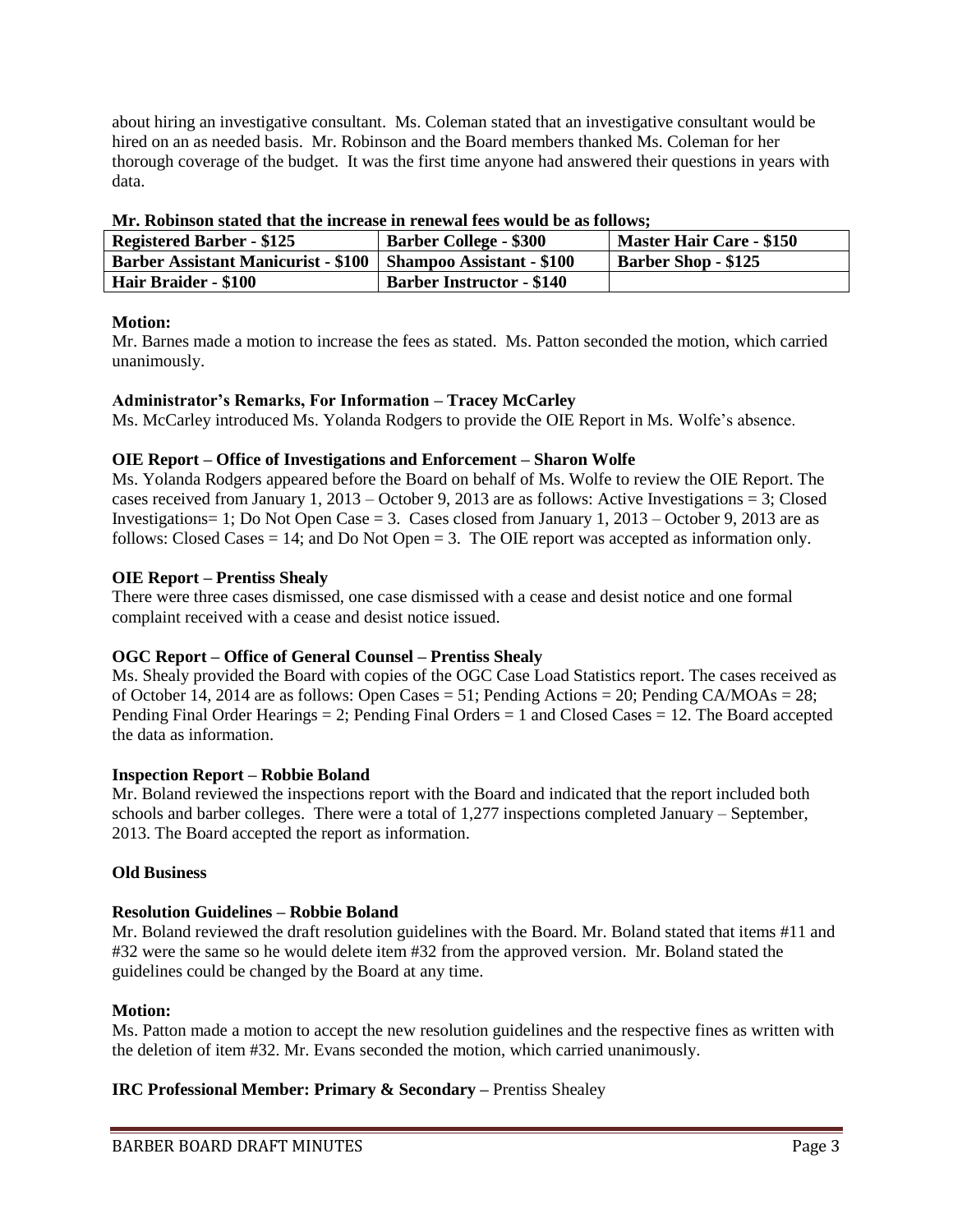about hiring an investigative consultant. Ms. Coleman stated that an investigative consultant would be hired on an as needed basis. Mr. Robinson and the Board members thanked Ms. Coleman for her thorough coverage of the budget. It was the first time anyone had answered their questions in years with data.

**Mr. Robinson stated that the increase in renewal fees would be as follows;**

| Registered Barber - $125 | Barber College - $300 | Master Hair Care - $150 |
|---|---|---|
| Barber Assistant Manicurist - $100 | Shampoo Assistant - $100 | Barber Shop - $125 |
| Hair Braider - $100 | Barber Instructor - $140 | |

**Motion:**
Mr. Barnes made a motion to increase the fees as stated. Ms. Patton seconded the motion, which carried unanimously.

**Administrator's Remarks, For Information – Tracey McCarley**
Ms. McCarley introduced Ms. Yolanda Rodgers to provide the OIE Report in Ms. Wolfe's absence.

**OIE Report – Office of Investigations and Enforcement – Sharon Wolfe**
Ms. Yolanda Rodgers appeared before the Board on behalf of Ms. Wolfe to review the OIE Report. The cases received from January 1, 2013 – October 9, 2013 are as follows: Active Investigations = 3; Closed Investigations= 1; Do Not Open Case = 3. Cases closed from January 1, 2013 – October 9, 2013 are as follows: Closed Cases = 14; and Do Not Open = 3. The OIE report was accepted as information only.

**OIE Report – Prentiss Shealy**
There were three cases dismissed, one case dismissed with a cease and desist notice and one formal complaint received with a cease and desist notice issued.

**OGC Report – Office of General Counsel – Prentiss Shealy**
Ms. Shealy provided the Board with copies of the OGC Case Load Statistics report. The cases received as of October 14, 2014 are as follows: Open Cases = 51; Pending Actions = 20; Pending CA/MOAs = 28; Pending Final Order Hearings = 2; Pending Final Orders = 1 and Closed Cases = 12. The Board accepted the data as information.

**Inspection Report – Robbie Boland**
Mr. Boland reviewed the inspections report with the Board and indicated that the report included both schools and barber colleges. There were a total of 1,277 inspections completed January – September, 2013. The Board accepted the report as information.

**Old Business**

**Resolution Guidelines – Robbie Boland**
Mr. Boland reviewed the draft resolution guidelines with the Board. Mr. Boland stated that items #11 and #32 were the same so he would delete item #32 from the approved version. Mr. Boland stated the guidelines could be changed by the Board at any time.

**Motion:**
Ms. Patton made a motion to accept the new resolution guidelines and the respective fines as written with the deletion of item #32. Mr. Evans seconded the motion, which carried unanimously.

**IRC Professional Member: Primary & Secondary –** Prentiss Shealey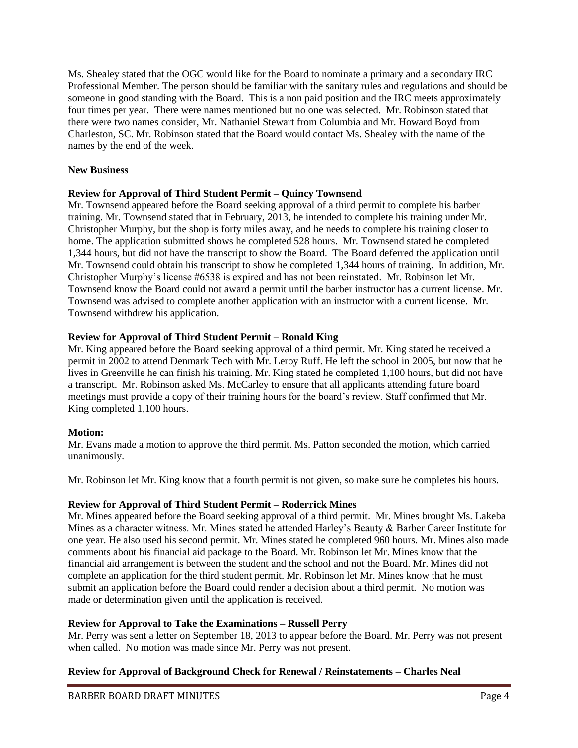Ms. Shealey stated that the OGC would like for the Board to nominate a primary and a secondary IRC Professional Member. The person should be familiar with the sanitary rules and regulations and should be someone in good standing with the Board. This is a non paid position and the IRC meets approximately four times per year. There were names mentioned but no one was selected. Mr. Robinson stated that there were two names consider, Mr. Nathaniel Stewart from Columbia and Mr. Howard Boyd from Charleston, SC. Mr. Robinson stated that the Board would contact Ms. Shealey with the name of the names by the end of the week.

**New Business**

**Review for Approval of Third Student Permit – Quincy Townsend**

Mr. Townsend appeared before the Board seeking approval of a third permit to complete his barber training. Mr. Townsend stated that in February, 2013, he intended to complete his training under Mr. Christopher Murphy, but the shop is forty miles away, and he needs to complete his training closer to home. The application submitted shows he completed 528 hours. Mr. Townsend stated he completed 1,344 hours, but did not have the transcript to show the Board. The Board deferred the application until Mr. Townsend could obtain his transcript to show he completed 1,344 hours of training. In addition, Mr. Christopher Murphy's license #6538 is expired and has not been reinstated. Mr. Robinson let Mr. Townsend know the Board could not award a permit until the barber instructor has a current license. Mr. Townsend was advised to complete another application with an instructor with a current license. Mr. Townsend withdrew his application.

**Review for Approval of Third Student Permit – Ronald King**

Mr. King appeared before the Board seeking approval of a third permit. Mr. King stated he received a permit in 2002 to attend Denmark Tech with Mr. Leroy Ruff. He left the school in 2005, but now that he lives in Greenville he can finish his training. Mr. King stated he completed 1,100 hours, but did not have a transcript. Mr. Robinson asked Ms. McCarley to ensure that all applicants attending future board meetings must provide a copy of their training hours for the board's review. Staff confirmed that Mr. King completed 1,100 hours.

**Motion:**

Mr. Evans made a motion to approve the third permit. Ms. Patton seconded the motion, which carried unanimously.

Mr. Robinson let Mr. King know that a fourth permit is not given, so make sure he completes his hours.

**Review for Approval of Third Student Permit – Roderrick Mines**

Mr. Mines appeared before the Board seeking approval of a third permit. Mr. Mines brought Ms. Lakeba Mines as a character witness. Mr. Mines stated he attended Harley's Beauty & Barber Career Institute for one year. He also used his second permit. Mr. Mines stated he completed 960 hours. Mr. Mines also made comments about his financial aid package to the Board. Mr. Robinson let Mr. Mines know that the financial aid arrangement is between the student and the school and not the Board. Mr. Mines did not complete an application for the third student permit. Mr. Robinson let Mr. Mines know that he must submit an application before the Board could render a decision about a third permit. No motion was made or determination given until the application is received.

**Review for Approval to Take the Examinations – Russell Perry**

Mr. Perry was sent a letter on September 18, 2013 to appear before the Board. Mr. Perry was not present when called. No motion was made since Mr. Perry was not present.

**Review for Approval of Background Check for Renewal / Reinstatements – Charles Neal**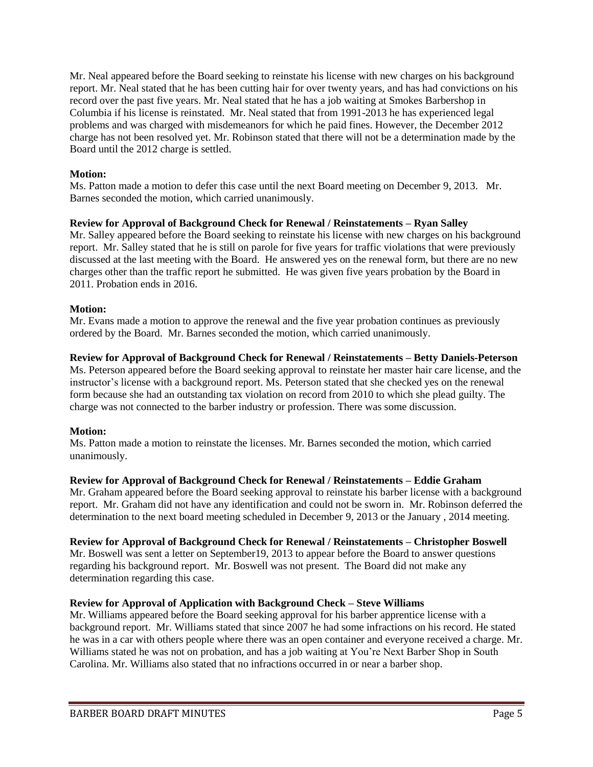Mr. Neal appeared before the Board seeking to reinstate his license with new charges on his background report. Mr. Neal stated that he has been cutting hair for over twenty years, and has had convictions on his record over the past five years. Mr. Neal stated that he has a job waiting at Smokes Barbershop in Columbia if his license is reinstated. Mr. Neal stated that from 1991-2013 he has experienced legal problems and was charged with misdemeanors for which he paid fines. However, the December 2012 charge has not been resolved yet. Mr. Robinson stated that there will not be a determination made by the Board until the 2012 charge is settled.

**Motion:**
Ms. Patton made a motion to defer this case until the next Board meeting on December 9, 2013. Mr. Barnes seconded the motion, which carried unanimously.

**Review for Approval of Background Check for Renewal / Reinstatements – Ryan Salley**
Mr. Salley appeared before the Board seeking to reinstate his license with new charges on his background report. Mr. Salley stated that he is still on parole for five years for traffic violations that were previously discussed at the last meeting with the Board. He answered yes on the renewal form, but there are no new charges other than the traffic report he submitted. He was given five years probation by the Board in 2011. Probation ends in 2016.

**Motion:**
Mr. Evans made a motion to approve the renewal and the five year probation continues as previously ordered by the Board. Mr. Barnes seconded the motion, which carried unanimously.

**Review for Approval of Background Check for Renewal / Reinstatements – Betty Daniels-Peterson**
Ms. Peterson appeared before the Board seeking approval to reinstate her master hair care license, and the instructor's license with a background report. Ms. Peterson stated that she checked yes on the renewal form because she had an outstanding tax violation on record from 2010 to which she plead guilty. The charge was not connected to the barber industry or profession. There was some discussion.

**Motion:**
Ms. Patton made a motion to reinstate the licenses. Mr. Barnes seconded the motion, which carried unanimously.

**Review for Approval of Background Check for Renewal / Reinstatements – Eddie Graham**
Mr. Graham appeared before the Board seeking approval to reinstate his barber license with a background report. Mr. Graham did not have any identification and could not be sworn in. Mr. Robinson deferred the determination to the next board meeting scheduled in December 9, 2013 or the January , 2014 meeting.

**Review for Approval of Background Check for Renewal / Reinstatements – Christopher Boswell**
Mr. Boswell was sent a letter on September19, 2013 to appear before the Board to answer questions regarding his background report. Mr. Boswell was not present. The Board did not make any determination regarding this case.

**Review for Approval of Application with Background Check – Steve Williams**
Mr. Williams appeared before the Board seeking approval for his barber apprentice license with a background report. Mr. Williams stated that since 2007 he had some infractions on his record. He stated he was in a car with others people where there was an open container and everyone received a charge. Mr. Williams stated he was not on probation, and has a job waiting at You're Next Barber Shop in South Carolina. Mr. Williams also stated that no infractions occurred in or near a barber shop.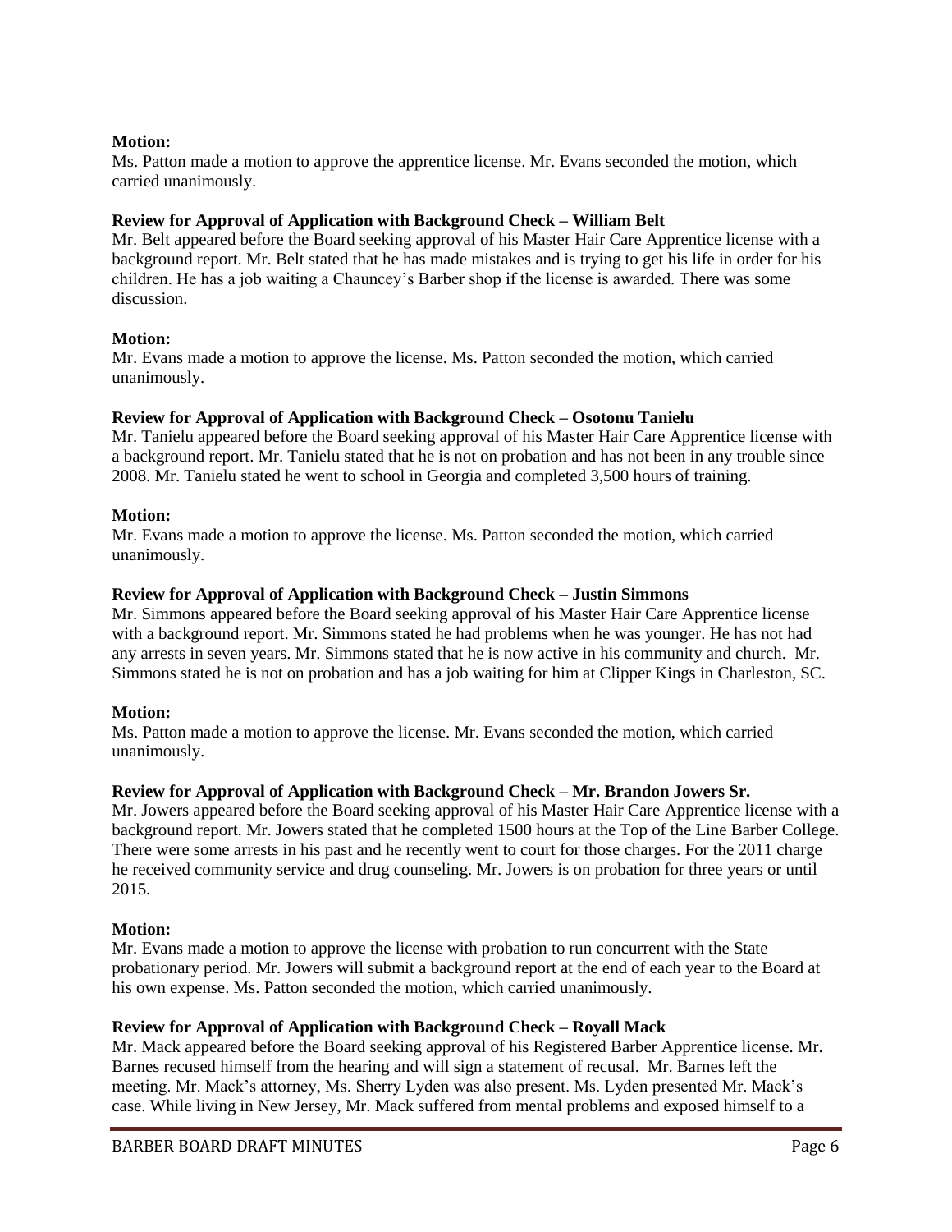**Motion:**
Ms. Patton made a motion to approve the apprentice license. Mr. Evans seconded the motion, which carried unanimously.

**Review for Approval of Application with Background Check – William Belt**
Mr. Belt appeared before the Board seeking approval of his Master Hair Care Apprentice license with a background report. Mr. Belt stated that he has made mistakes and is trying to get his life in order for his children. He has a job waiting a Chauncey's Barber shop if the license is awarded. There was some discussion.

**Motion:**
Mr. Evans made a motion to approve the license. Ms. Patton seconded the motion, which carried unanimously.

**Review for Approval of Application with Background Check – Osotonu Tanielu**
Mr. Tanielu appeared before the Board seeking approval of his Master Hair Care Apprentice license with a background report. Mr. Tanielu stated that he is not on probation and has not been in any trouble since 2008. Mr. Tanielu stated he went to school in Georgia and completed 3,500 hours of training.

**Motion:**
Mr. Evans made a motion to approve the license. Ms. Patton seconded the motion, which carried unanimously.

**Review for Approval of Application with Background Check – Justin Simmons**
Mr. Simmons appeared before the Board seeking approval of his Master Hair Care Apprentice license with a background report. Mr. Simmons stated he had problems when he was younger. He has not had any arrests in seven years. Mr. Simmons stated that he is now active in his community and church. Mr. Simmons stated he is not on probation and has a job waiting for him at Clipper Kings in Charleston, SC.

**Motion:**
Ms. Patton made a motion to approve the license. Mr. Evans seconded the motion, which carried unanimously.

**Review for Approval of Application with Background Check – Mr. Brandon Jowers Sr.**
Mr. Jowers appeared before the Board seeking approval of his Master Hair Care Apprentice license with a background report. Mr. Jowers stated that he completed 1500 hours at the Top of the Line Barber College. There were some arrests in his past and he recently went to court for those charges. For the 2011 charge he received community service and drug counseling. Mr. Jowers is on probation for three years or until 2015.

**Motion:**
Mr. Evans made a motion to approve the license with probation to run concurrent with the State probationary period. Mr. Jowers will submit a background report at the end of each year to the Board at his own expense. Ms. Patton seconded the motion, which carried unanimously.

**Review for Approval of Application with Background Check – Royall Mack**
Mr. Mack appeared before the Board seeking approval of his Registered Barber Apprentice license. Mr. Barnes recused himself from the hearing and will sign a statement of recusal. Mr. Barnes left the meeting. Mr. Mack's attorney, Ms. Sherry Lyden was also present. Ms. Lyden presented Mr. Mack's case. While living in New Jersey, Mr. Mack suffered from mental problems and exposed himself to a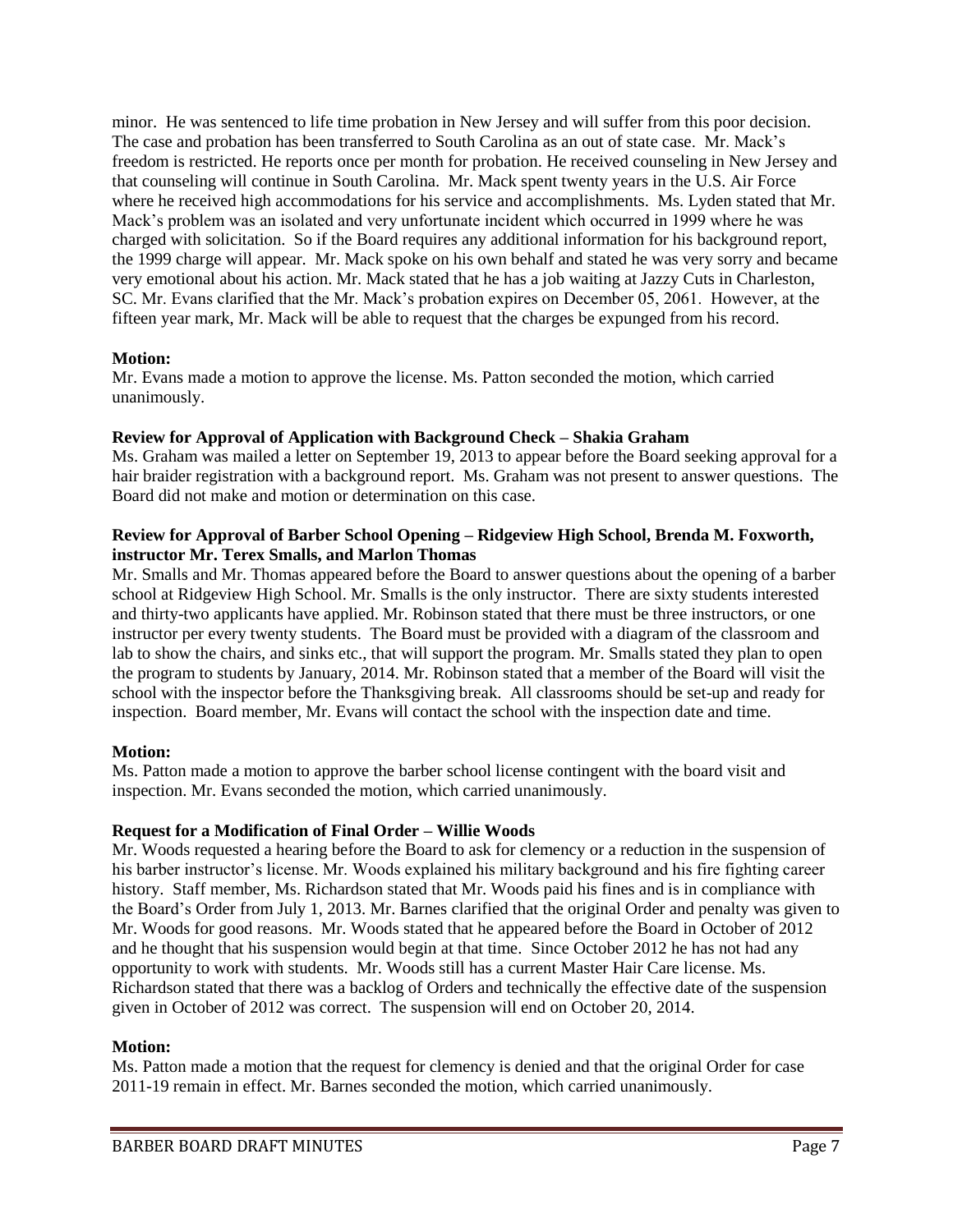minor. He was sentenced to life time probation in New Jersey and will suffer from this poor decision. The case and probation has been transferred to South Carolina as an out of state case. Mr. Mack's freedom is restricted. He reports once per month for probation. He received counseling in New Jersey and that counseling will continue in South Carolina. Mr. Mack spent twenty years in the U.S. Air Force where he received high accommodations for his service and accomplishments. Ms. Lyden stated that Mr. Mack's problem was an isolated and very unfortunate incident which occurred in 1999 where he was charged with solicitation. So if the Board requires any additional information for his background report, the 1999 charge will appear. Mr. Mack spoke on his own behalf and stated he was very sorry and became very emotional about his action. Mr. Mack stated that he has a job waiting at Jazzy Cuts in Charleston, SC. Mr. Evans clarified that the Mr. Mack's probation expires on December 05, 2061. However, at the fifteen year mark, Mr. Mack will be able to request that the charges be expunged from his record.

**Motion:**
Mr. Evans made a motion to approve the license. Ms. Patton seconded the motion, which carried unanimously.

**Review for Approval of Application with Background Check – Shakia Graham**
Ms. Graham was mailed a letter on September 19, 2013 to appear before the Board seeking approval for a hair braider registration with a background report. Ms. Graham was not present to answer questions. The Board did not make and motion or determination on this case.

**Review for Approval of Barber School Opening – Ridgeview High School, Brenda M. Foxworth, instructor Mr. Terex Smalls, and Marlon Thomas**
Mr. Smalls and Mr. Thomas appeared before the Board to answer questions about the opening of a barber school at Ridgeview High School. Mr. Smalls is the only instructor. There are sixty students interested and thirty-two applicants have applied. Mr. Robinson stated that there must be three instructors, or one instructor per every twenty students. The Board must be provided with a diagram of the classroom and lab to show the chairs, and sinks etc., that will support the program. Mr. Smalls stated they plan to open the program to students by January, 2014. Mr. Robinson stated that a member of the Board will visit the school with the inspector before the Thanksgiving break. All classrooms should be set-up and ready for inspection. Board member, Mr. Evans will contact the school with the inspection date and time.

**Motion:**
Ms. Patton made a motion to approve the barber school license contingent with the board visit and inspection. Mr. Evans seconded the motion, which carried unanimously.

**Request for a Modification of Final Order – Willie Woods**
Mr. Woods requested a hearing before the Board to ask for clemency or a reduction in the suspension of his barber instructor's license. Mr. Woods explained his military background and his fire fighting career history. Staff member, Ms. Richardson stated that Mr. Woods paid his fines and is in compliance with the Board's Order from July 1, 2013. Mr. Barnes clarified that the original Order and penalty was given to Mr. Woods for good reasons. Mr. Woods stated that he appeared before the Board in October of 2012 and he thought that his suspension would begin at that time. Since October 2012 he has not had any opportunity to work with students. Mr. Woods still has a current Master Hair Care license. Ms. Richardson stated that there was a backlog of Orders and technically the effective date of the suspension given in October of 2012 was correct. The suspension will end on October 20, 2014.

**Motion:**
Ms. Patton made a motion that the request for clemency is denied and that the original Order for case 2011-19 remain in effect. Mr. Barnes seconded the motion, which carried unanimously.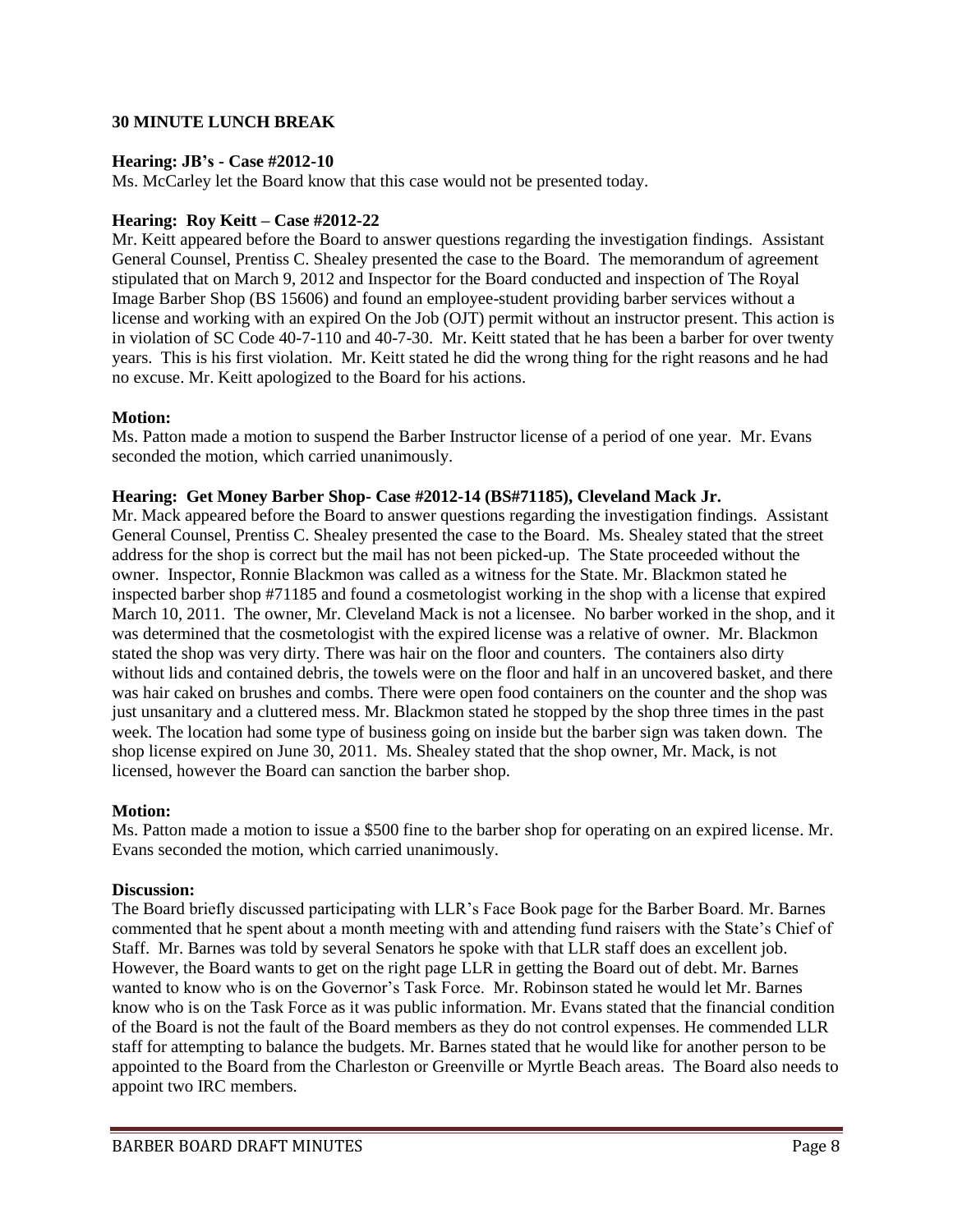**30 MINUTE LUNCH BREAK**

**Hearing: JB's - Case #2012-10**

Ms. McCarley let the Board know that this case would not be presented today.

**Hearing: Roy Keitt – Case #2012-22**

Mr. Keitt appeared before the Board to answer questions regarding the investigation findings. Assistant General Counsel, Prentiss C. Shealey presented the case to the Board. The memorandum of agreement stipulated that on March 9, 2012 and Inspector for the Board conducted and inspection of The Royal Image Barber Shop (BS 15606) and found an employee-student providing barber services without a license and working with an expired On the Job (OJT) permit without an instructor present. This action is in violation of SC Code 40-7-110 and 40-7-30. Mr. Keitt stated that he has been a barber for over twenty years. This is his first violation. Mr. Keitt stated he did the wrong thing for the right reasons and he had no excuse. Mr. Keitt apologized to the Board for his actions.

**Motion:**

Ms. Patton made a motion to suspend the Barber Instructor license of a period of one year. Mr. Evans seconded the motion, which carried unanimously.

**Hearing: Get Money Barber Shop- Case #2012-14 (BS#71185), Cleveland Mack Jr.**

Mr. Mack appeared before the Board to answer questions regarding the investigation findings. Assistant General Counsel, Prentiss C. Shealey presented the case to the Board. Ms. Shealey stated that the street address for the shop is correct but the mail has not been picked-up. The State proceeded without the owner. Inspector, Ronnie Blackmon was called as a witness for the State. Mr. Blackmon stated he inspected barber shop #71185 and found a cosmetologist working in the shop with a license that expired March 10, 2011. The owner, Mr. Cleveland Mack is not a licensee. No barber worked in the shop, and it was determined that the cosmetologist with the expired license was a relative of owner. Mr. Blackmon stated the shop was very dirty. There was hair on the floor and counters. The containers also dirty without lids and contained debris, the towels were on the floor and half in an uncovered basket, and there was hair caked on brushes and combs. There were open food containers on the counter and the shop was just unsanitary and a cluttered mess. Mr. Blackmon stated he stopped by the shop three times in the past week. The location had some type of business going on inside but the barber sign was taken down. The shop license expired on June 30, 2011. Ms. Shealey stated that the shop owner, Mr. Mack, is not licensed, however the Board can sanction the barber shop.

**Motion:**

Ms. Patton made a motion to issue a $500 fine to the barber shop for operating on an expired license. Mr. Evans seconded the motion, which carried unanimously.

**Discussion:**

The Board briefly discussed participating with LLR's Face Book page for the Barber Board. Mr. Barnes commented that he spent about a month meeting with and attending fund raisers with the State's Chief of Staff. Mr. Barnes was told by several Senators he spoke with that LLR staff does an excellent job. However, the Board wants to get on the right page LLR in getting the Board out of debt. Mr. Barnes wanted to know who is on the Governor's Task Force. Mr. Robinson stated he would let Mr. Barnes know who is on the Task Force as it was public information. Mr. Evans stated that the financial condition of the Board is not the fault of the Board members as they do not control expenses. He commended LLR staff for attempting to balance the budgets. Mr. Barnes stated that he would like for another person to be appointed to the Board from the Charleston or Greenville or Myrtle Beach areas. The Board also needs to appoint two IRC members.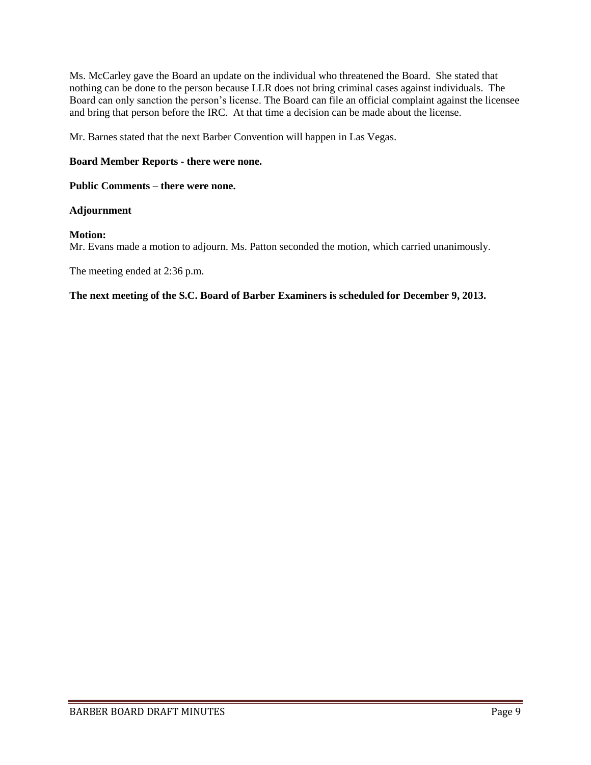Ms. McCarley gave the Board an update on the individual who threatened the Board. She stated that nothing can be done to the person because LLR does not bring criminal cases against individuals. The Board can only sanction the person's license. The Board can file an official complaint against the licensee and bring that person before the IRC. At that time a decision can be made about the license.

Mr. Barnes stated that the next Barber Convention will happen in Las Vegas.

**Board Member Reports - there were none.**

**Public Comments – there were none.**

**Adjournment**

**Motion:**
Mr. Evans made a motion to adjourn. Ms. Patton seconded the motion, which carried unanimously.

The meeting ended at 2:36 p.m.

**The next meeting of the S.C. Board of Barber Examiners is scheduled for December 9, 2013.**